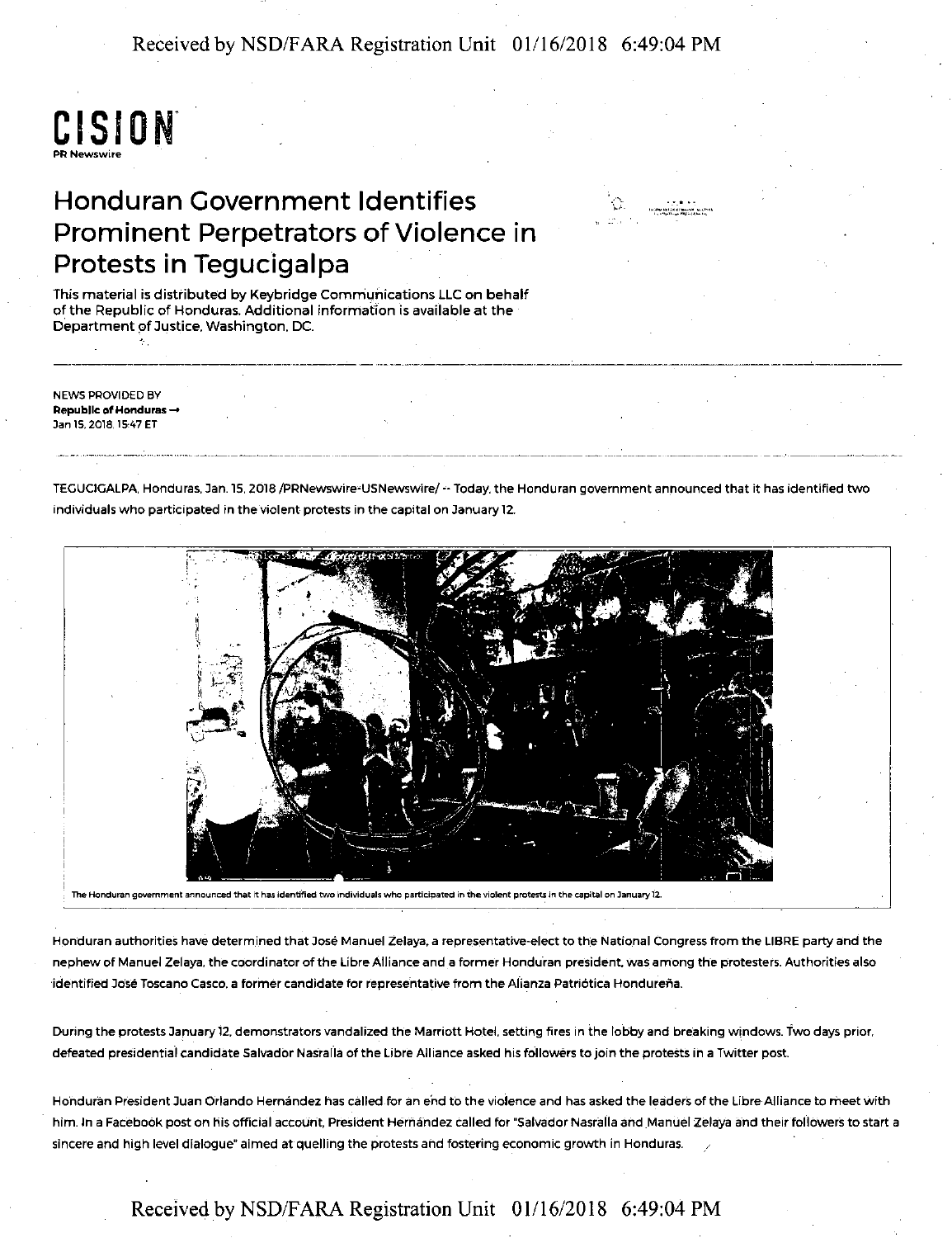CISION

PR Newswire

# Honduran Government Identifies Prominent Perpetrators of Violence in Protests in Tegucigalpa

This material is distributed by Keybridge Communications LLC on behalf of the Republic of Honduras. Additional information is available at the Department of Justice, Washington, DC.

NEWS PROVIDED BY
**Republic of Honduras →**
Jan 15, 2018, 15:47 ET

TEGUCIGALPA, Honduras, Jan. 15, 2018 /PRNewswire-USNewswire/ -- Today, the Honduran government announced that it has identified two individuals who participated in the violent protests in the capital on January 12.

The Honduran government announced that it has identified two individuals who participated in the violent protests in the capital on January 12.

Honduran authorities have determined that José Manuel Zelaya, a representative-elect to the National Congress from the LIBRE party and the nephew of Manuel Zelaya, the coordinator of the Libre Alliance and a former Honduran president, was among the protesters. Authorities also identified José Toscano Casco, a former candidate for representative from the Alianza Patriótica Hondureña.

During the protests January 12, demonstrators vandalized the Marriott Hotel, setting fires in the lobby and breaking windows. Two days prior, defeated presidential candidate Salvador Nasralla of the Libre Alliance asked his followers to join the protests in a Twitter post.

Honduran President Juan Orlando Hernández has called for an end to the violence and has asked the leaders of the Libre Alliance to meet with him. In a Facebook post on his official account, President Hernández called for "Salvador Nasralla and Manuel Zelaya and their followers to start a sincere and high level dialogue" aimed at quelling the protests and fostering economic growth in Honduras.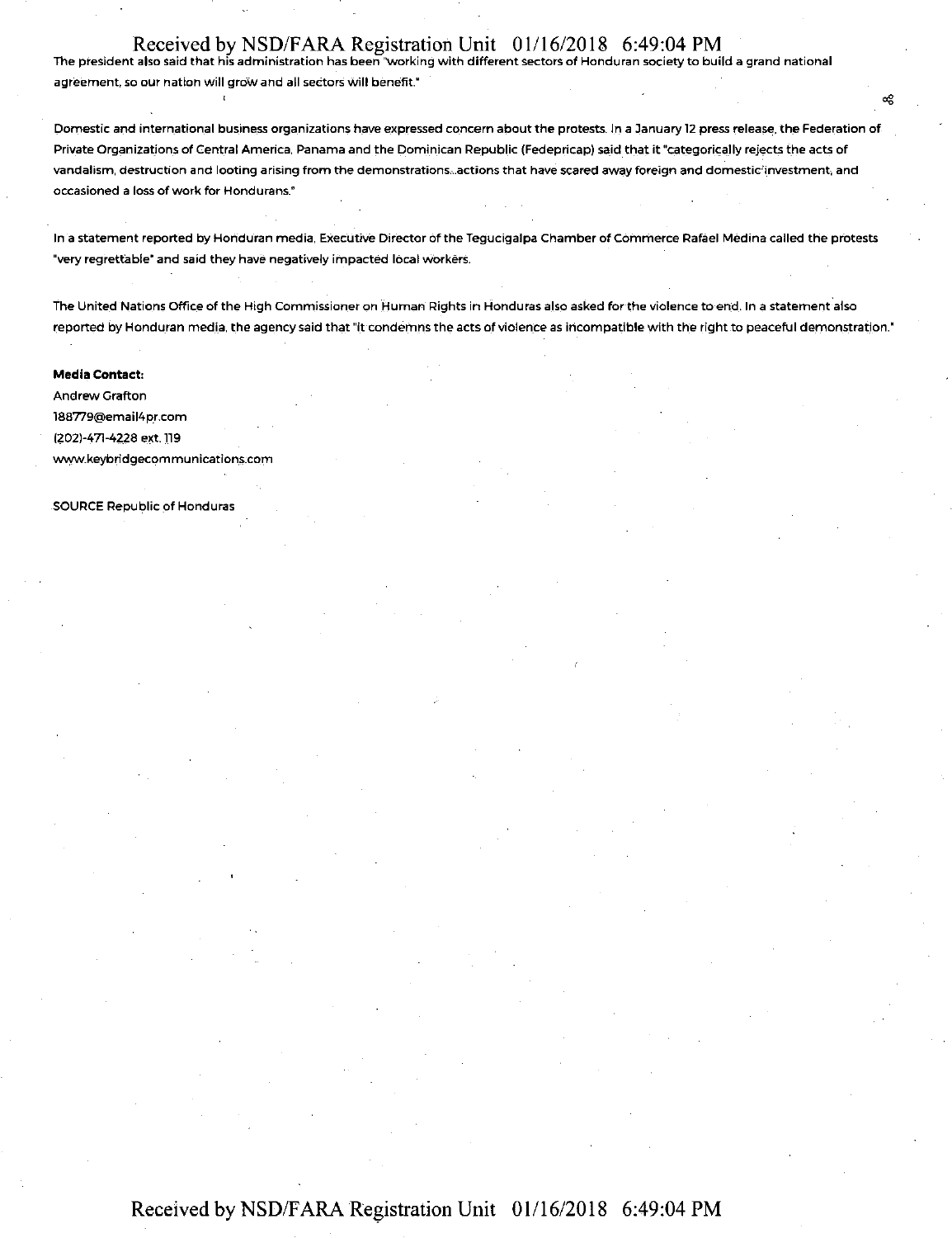The president also said that his administration has been "working with different sectors of Honduran society to build a grand national agreement, so our nation will grow and all sectors will benefit."

Domestic and international business organizations have expressed concern about the protests. In a January 12 press release, the Federation of Private Organizations of Central America, Panama and the Dominican Republic (Fedepricap) said that it "categorically rejects the acts of vandalism, destruction and looting arising from the demonstrations...actions that have scared away foreign and domestic investment, and occasioned a loss of work for Hondurans."

In a statement reported by Honduran media, Executive Director of the Tegucigalpa Chamber of Commerce Rafael Medina called the protests "very regrettable" and said they have negatively impacted local workers.

The United Nations Office of the High Commissioner on Human Rights in Honduras also asked for the violence to end. In a statement also reported by Honduran media, the agency said that "it condemns the acts of violence as incompatible with the right to peaceful demonstration."

**Media Contact:**
Andrew Grafton
188779@email4pr.com
(202)-471-4228 ext. 119
www.keybridgecommunications.com

SOURCE Republic of Honduras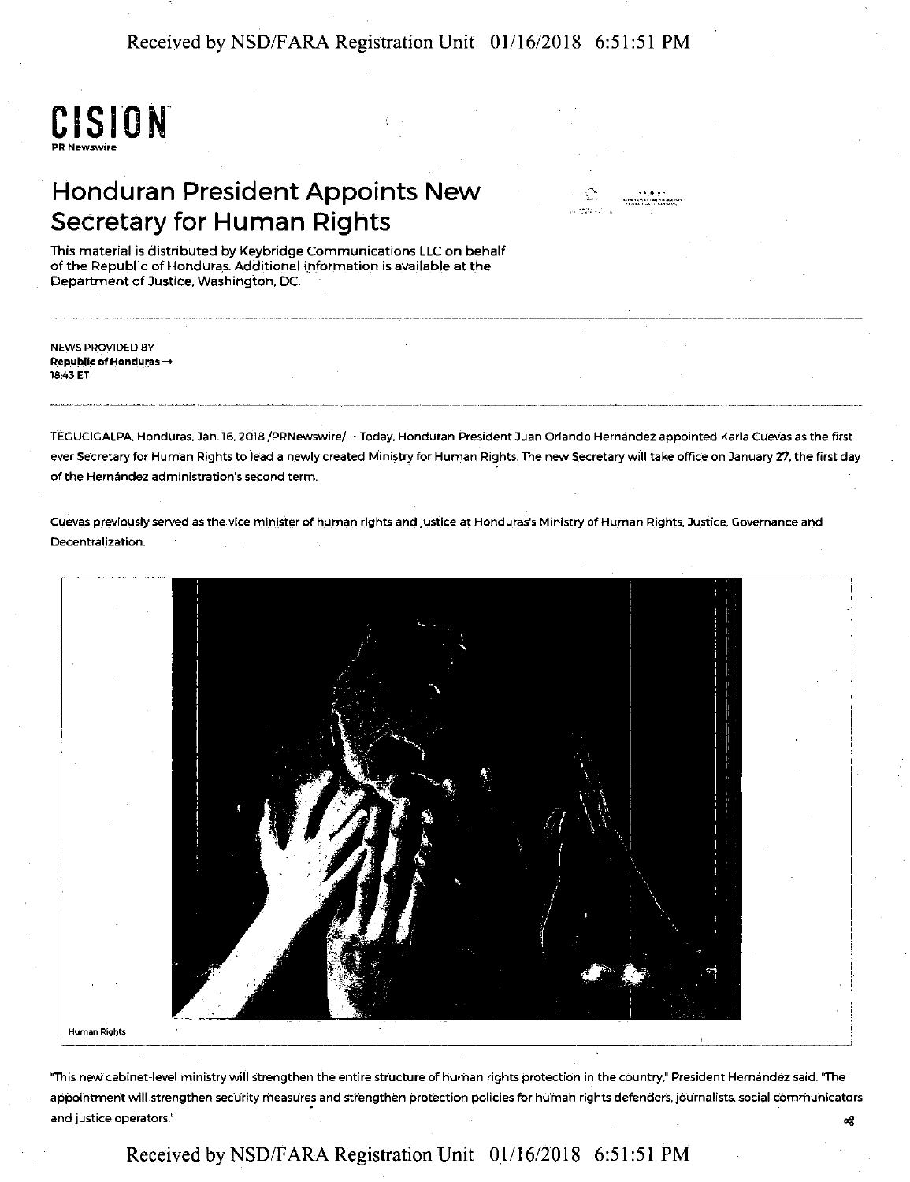**CISION**
PR Newswire

# Honduran President Appoints New Secretary for Human Rights

This material is distributed by Keybridge Communications LLC on behalf of the Republic of Honduras. Additional information is available at the Department of Justice, Washington, DC.

NEWS PROVIDED BY
**Republic of Honduras →**
18:43 ET

TEGUCIGALPA, Honduras, Jan. 16, 2018 /PRNewswire/ -- Today, Honduran President Juan Orlando Hernández appointed Karla Cuevas as the first ever Secretary for Human Rights to lead a newly created Ministry for Human Rights. The new Secretary will take office on January 27, the first day of the Hernández administration's second term.

Cuevas previously served as the vice minister of human rights and justice at Honduras's Ministry of Human Rights, Justice, Governance and Decentralization.

Human Rights

"This new cabinet-level ministry will strengthen the entire structure of human rights protection in the country," President Hernández said. "The appointment will strengthen security measures and strengthen protection policies for human rights defenders, journalists, social communicators and justice operators."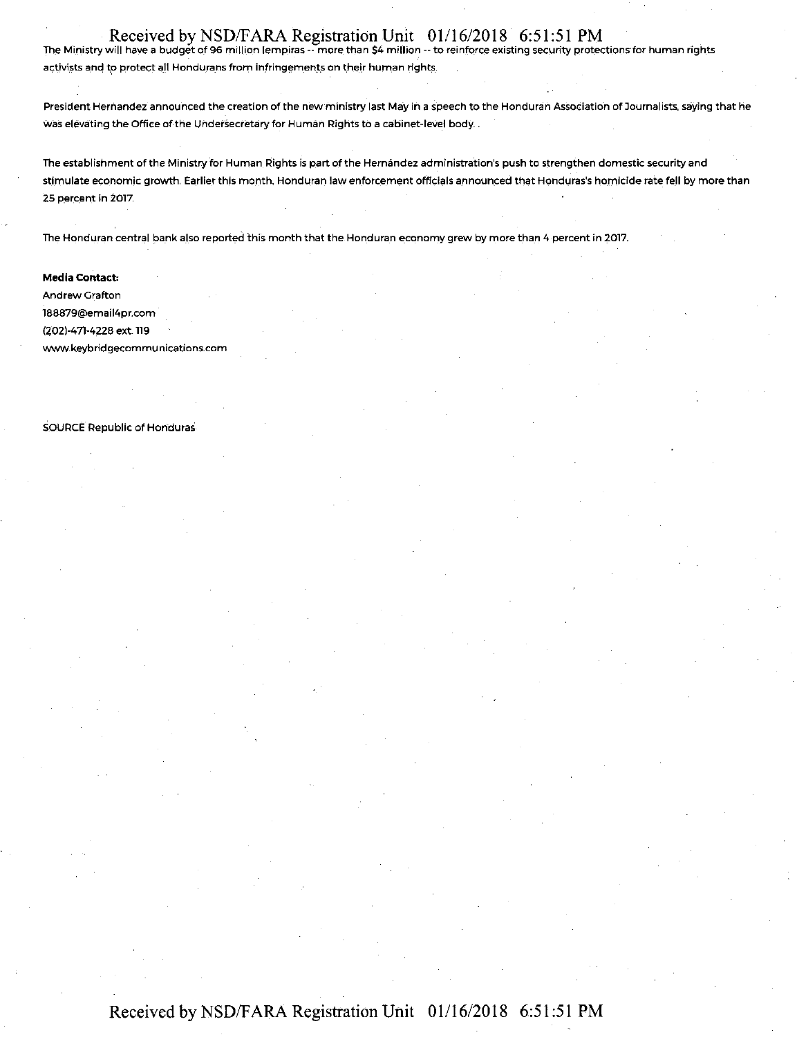The Ministry will have a budget of 96 million lempiras -- more than $4 million -- to reinforce existing security protections for human rights activists and to protect all Hondurans from infringements on their human rights.

President Hernandez announced the creation of the new ministry last May in a speech to the Honduran Association of Journalists, saying that he was elevating the Office of the Undersecretary for Human Rights to a cabinet-level body. .

The establishment of the Ministry for Human Rights is part of the Hernández administration's push to strengthen domestic security and stimulate economic growth. Earlier this month, Honduran law enforcement officials announced that Honduras's homicide rate fell by more than 25 percent in 2017.

The Honduran central bank also reported this month that the Honduran economy grew by more than 4 percent in 2017.

**Media Contact:**
Andrew Grafton
188879@email4pr.com
(202)-471-4228 ext. 119
www.keybridgecommunications.com

SOURCE Republic of Honduras